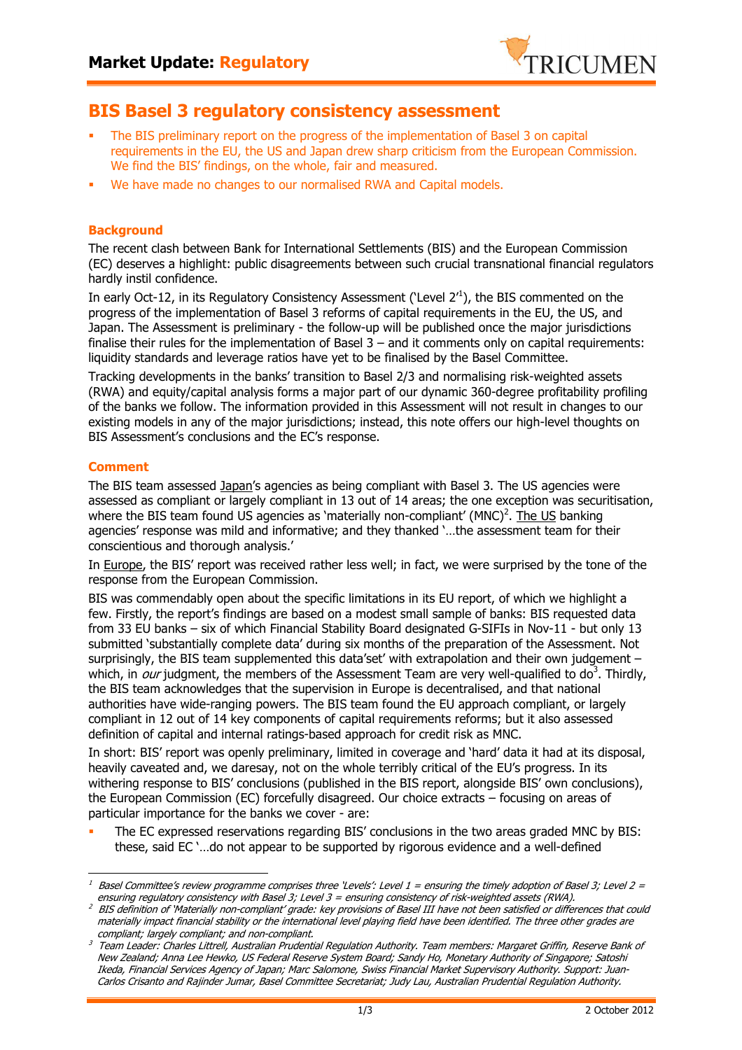# Market Update: Regulatory

## BIS Basel 3 regulatory consistency assessment

- The BIS preliminary report on the progress of the implementation of Basel 3 on capital requirements in the EU, the US and Japan drew sharp criticism from the European Commission. We find the BIS' findings, on the whole, fair and measured.
- We have made no changes to our normalised RWA and Capital models.

### Background

The recent clash between Bank for International Settlements (BIS) and the European Commission (EC) deserves a highlight: public disagreements between such crucial transnational financial regulators hardly instil confidence.

In early Oct-12, in its Regulatory Consistency Assessment ('Level 2'[1]), the BIS commented on the progress of the implementation of Basel 3 reforms of capital requirements in the EU, the US, and Japan. The Assessment is preliminary - the follow-up will be published once the major jurisdictions finalise their rules for the implementation of Basel 3 – and it comments only on capital requirements: liquidity standards and leverage ratios have yet to be finalised by the Basel Committee.

Tracking developments in the banks' transition to Basel 2/3 and normalising risk-weighted assets (RWA) and equity/capital analysis forms a major part of our dynamic 360-degree profitability profiling of the banks we follow. The information provided in this Assessment will not result in changes to our existing models in any of the major jurisdictions; instead, this note offers our high-level thoughts on BIS Assessment's conclusions and the EC's response.

### Comment

The BIS team assessed Japan's agencies as being compliant with Basel 3. The US agencies were assessed as compliant or largely compliant in 13 out of 14 areas; the one exception was securitisation, where the BIS team found US agencies as 'materially non-compliant' (MNC)[2]. The US banking agencies' response was mild and informative; and they thanked '…the assessment team for their conscientious and thorough analysis.'

In Europe, the BIS' report was received rather less well; in fact, we were surprised by the tone of the response from the European Commission.

BIS was commendably open about the specific limitations in its EU report, of which we highlight a few. Firstly, the report's findings are based on a modest small sample of banks: BIS requested data from 33 EU banks – six of which Financial Stability Board designated G-SIFIs in Nov-11 - but only 13 submitted 'substantially complete data' during six months of the preparation of the Assessment. Not surprisingly, the BIS team supplemented this data'set' with extrapolation and their own judgement – which, in *our* judgment, the members of the Assessment Team are very well-qualified to do[3]. Thirdly, the BIS team acknowledges that the supervision in Europe is decentralised, and that national authorities have wide-ranging powers. The BIS team found the EU approach compliant, or largely compliant in 12 out of 14 key components of capital requirements reforms; but it also assessed definition of capital and internal ratings-based approach for credit risk as MNC.

In short: BIS' report was openly preliminary, limited in coverage and 'hard' data it had at its disposal, heavily caveated and, we daresay, not on the whole terribly critical of the EU's progress. In its withering response to BIS' conclusions (published in the BIS report, alongside BIS' own conclusions), the European Commission (EC) forcefully disagreed. Our choice extracts – focusing on areas of particular importance for the banks we cover - are:

- The EC expressed reservations regarding BIS' conclusions in the two areas graded MNC by BIS: these, said EC '…do not appear to be supported by rigorous evidence and a well-defined

---

[1] *Basel Committee's review programme comprises three 'Levels': Level 1 = ensuring the timely adoption of Basel 3; Level 2 = ensuring regulatory consistency with Basel 3; Level 3 = ensuring consistency of risk-weighted assets (RWA).*

[2] *BIS definition of 'Materially non-compliant' grade: key provisions of Basel III have not been satisfied or differences that could materially impact financial stability or the international level playing field have been identified. The three other grades are compliant; largely compliant; and non-compliant.*

[3] *Team Leader: Charles Littrell, Australian Prudential Regulation Authority. Team members: Margaret Griffin, Reserve Bank of New Zealand; Anna Lee Hewko, US Federal Reserve System Board; Sandy Ho, Monetary Authority of Singapore; Satoshi Ikeda, Financial Services Agency of Japan; Marc Salomone, Swiss Financial Market Supervisory Authority. Support: Juan-Carlos Crisanto and Rajinder Jumar, Basel Committee Secretariat; Judy Lau, Australian Prudential Regulation Authority.*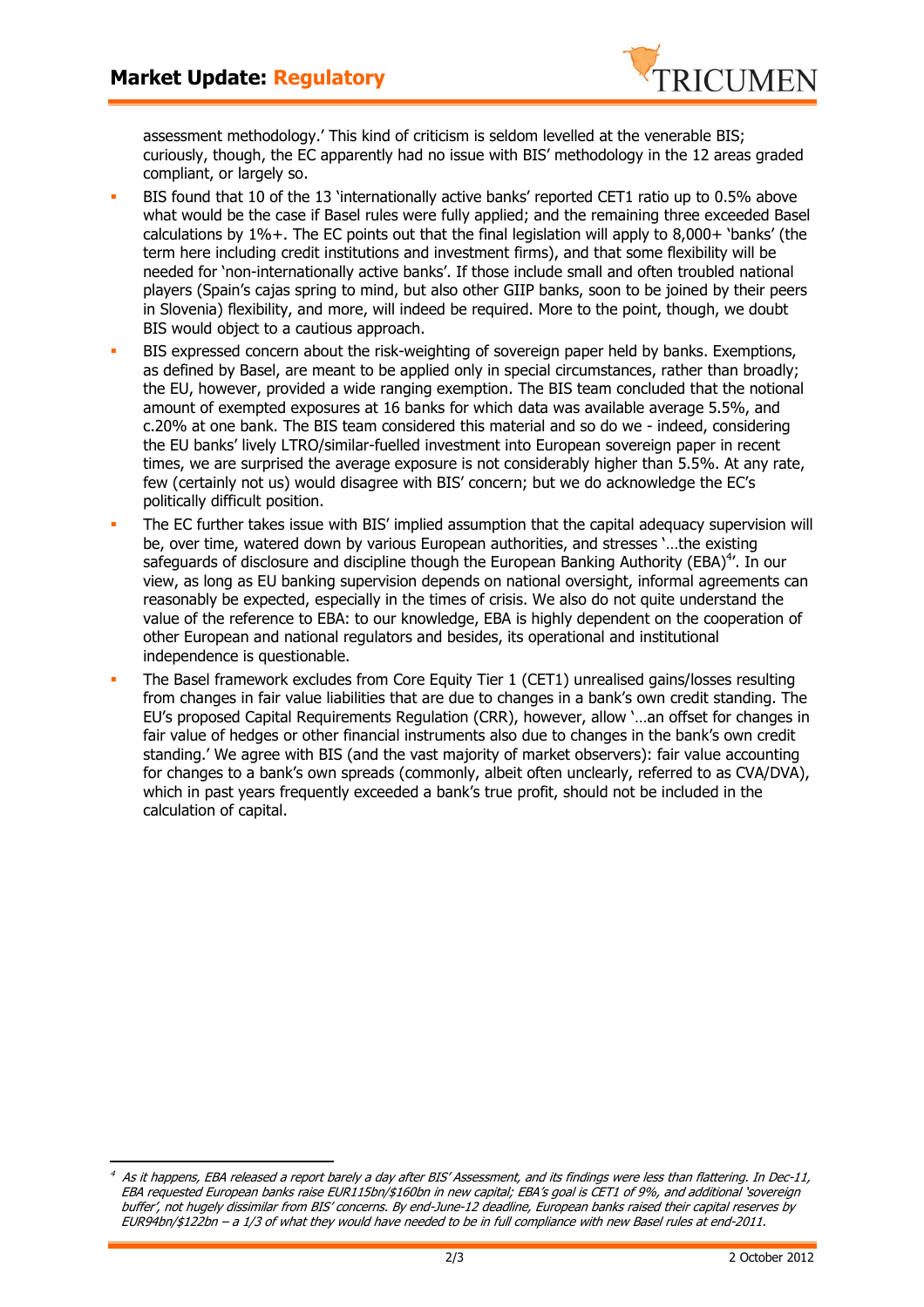assessment methodology.' This kind of criticism is seldom levelled at the venerable BIS; curiously, though, the EC apparently had no issue with BIS' methodology in the 12 areas graded compliant, or largely so.

- BIS found that 10 of the 13 'internationally active banks' reported CET1 ratio up to 0.5% above what would be the case if Basel rules were fully applied; and the remaining three exceeded Basel calculations by 1%+. The EC points out that the final legislation will apply to 8,000+ 'banks' (the term here including credit institutions and investment firms), and that some flexibility will be needed for 'non-internationally active banks'. If those include small and often troubled national players (Spain's cajas spring to mind, but also other GIIP banks, soon to be joined by their peers in Slovenia) flexibility, and more, will indeed be required. More to the point, though, we doubt BIS would object to a cautious approach.
- BIS expressed concern about the risk-weighting of sovereign paper held by banks. Exemptions, as defined by Basel, are meant to be applied only in special circumstances, rather than broadly; the EU, however, provided a wide ranging exemption. The BIS team concluded that the notional amount of exempted exposures at 16 banks for which data was available average 5.5%, and c.20% at one bank. The BIS team considered this material and so do we - indeed, considering the EU banks' lively LTRO/similar-fuelled investment into European sovereign paper in recent times, we are surprised the average exposure is not considerably higher than 5.5%. At any rate, few (certainly not us) would disagree with BIS' concern; but we do acknowledge the EC's politically difficult position.
- The EC further takes issue with BIS' implied assumption that the capital adequacy supervision will be, over time, watered down by various European authorities, and stresses '…the existing safeguards of disclosure and discipline though the European Banking Authority (EBA)[4]'. In our view, as long as EU banking supervision depends on national oversight, informal agreements can reasonably be expected, especially in the times of crisis. We also do not quite understand the value of the reference to EBA: to our knowledge, EBA is highly dependent on the cooperation of other European and national regulators and besides, its operational and institutional independence is questionable.
- The Basel framework excludes from Core Equity Tier 1 (CET1) unrealised gains/losses resulting from changes in fair value liabilities that are due to changes in a bank's own credit standing. The EU's proposed Capital Requirements Regulation (CRR), however, allow '…an offset for changes in fair value of hedges or other financial instruments also due to changes in the bank's own credit standing.' We agree with BIS (and the vast majority of market observers): fair value accounting for changes to a bank's own spreads (commonly, albeit often unclearly, referred to as CVA/DVA), which in past years frequently exceeded a bank's true profit, should not be included in the calculation of capital.

---

[4] *As it happens, EBA released a report barely a day after BIS' Assessment, and its findings were less than flattering. In Dec-11, EBA requested European banks raise EUR115bn/\$160bn in new capital; EBA's goal is CET1 of 9%, and additional 'sovereign buffer', not hugely dissimilar from BIS' concerns. By end-June-12 deadline, European banks raised their capital reserves by EUR94bn/\$122bn – a 1/3 of what they would have needed to be in full compliance with new Basel rules at end-2011.*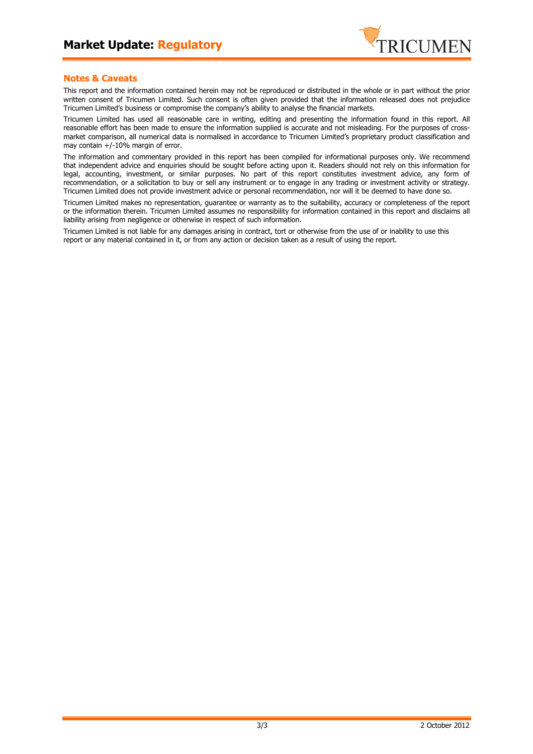## Notes & Caveats

This report and the information contained herein may not be reproduced or distributed in the whole or in part without the prior written consent of Tricumen Limited. Such consent is often given provided that the information released does not prejudice Tricumen Limited's business or compromise the company's ability to analyse the financial markets.

Tricumen Limited has used all reasonable care in writing, editing and presenting the information found in this report. All reasonable effort has been made to ensure the information supplied is accurate and not misleading. For the purposes of cross-market comparison, all numerical data is normalised in accordance to Tricumen Limited's proprietary product classification and may contain +/-10% margin of error.

The information and commentary provided in this report has been compiled for informational purposes only. We recommend that independent advice and enquiries should be sought before acting upon it. Readers should not rely on this information for legal, accounting, investment, or similar purposes. No part of this report constitutes investment advice, any form of recommendation, or a solicitation to buy or sell any instrument or to engage in any trading or investment activity or strategy. Tricumen Limited does not provide investment advice or personal recommendation, nor will it be deemed to have done so.

Tricumen Limited makes no representation, guarantee or warranty as to the suitability, accuracy or completeness of the report or the information therein. Tricumen Limited assumes no responsibility for information contained in this report and disclaims all liability arising from negligence or otherwise in respect of such information.

Tricumen Limited is not liable for any damages arising in contract, tort or otherwise from the use of or inability to use this report or any material contained in it, or from any action or decision taken as a result of using the report.